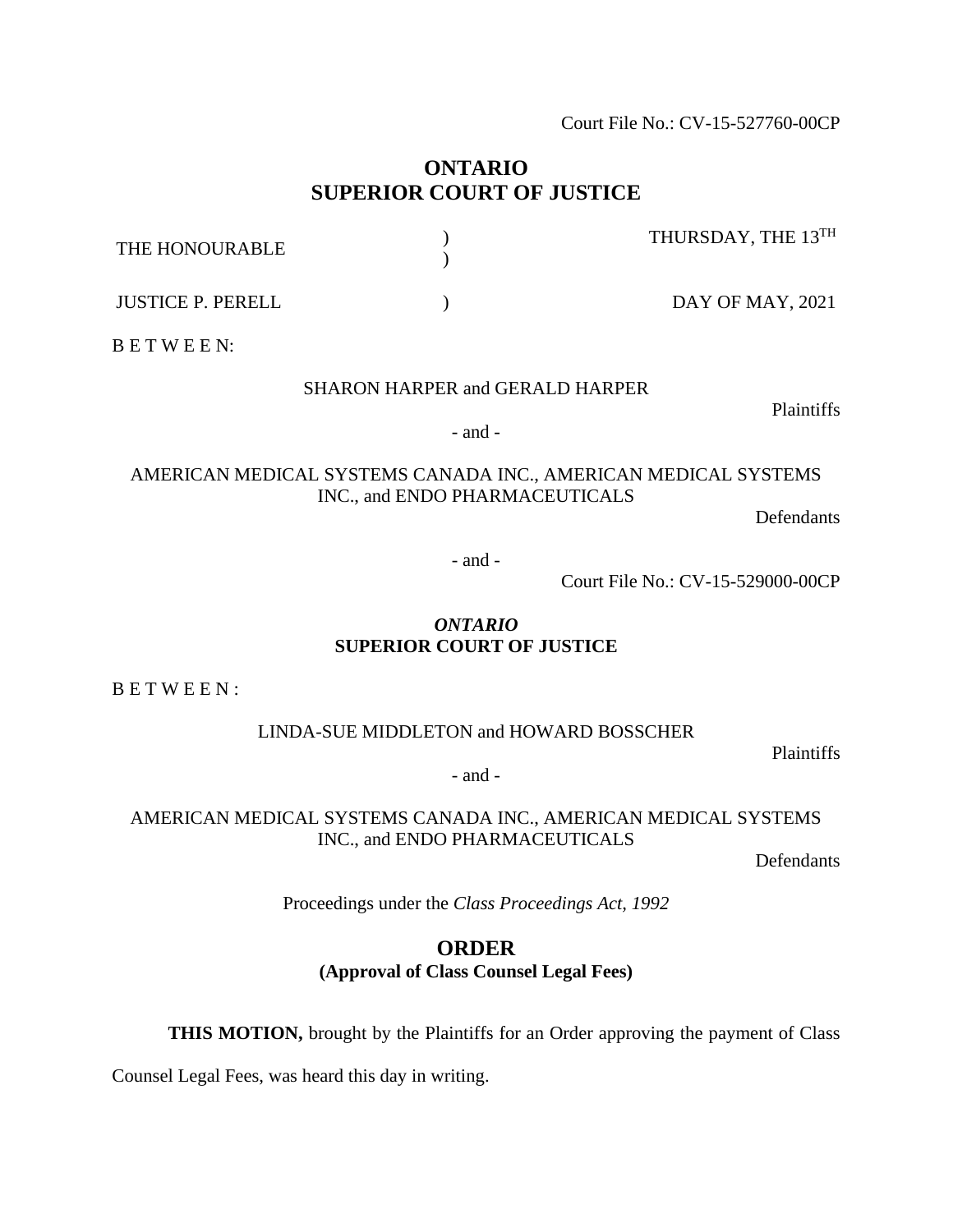Court File No.: CV-15-527760-00CP

# ONTARIO
# SUPERIOR COURT OF JUSTICE

| | | |
|---|---|---|
| THE HONOURABLE | ) ) | THURSDAY, THE 13TH |
| JUSTICE P. PERELL | ) | DAY OF MAY, 2021 |

B E T W E E N:

SHARON HARPER and GERALD HARPER

Plaintiffs

\- and -

AMERICAN MEDICAL SYSTEMS CANADA INC., AMERICAN MEDICAL SYSTEMS INC., and ENDO PHARMACEUTICALS

Defendants

\- and -

Court File No.: CV-15-529000-00CP

***ONTARIO***
**SUPERIOR COURT OF JUSTICE**

B E T W E E N :

LINDA-SUE MIDDLETON and HOWARD BOSSCHER

Plaintiffs

\- and -

AMERICAN MEDICAL SYSTEMS CANADA INC., AMERICAN MEDICAL SYSTEMS INC., and ENDO PHARMACEUTICALS

Defendants

Proceedings under the *Class Proceedings Act, 1992*

## ORDER
**(Approval of Class Counsel Legal Fees)**

**THIS MOTION,** brought by the Plaintiffs for an Order approving the payment of Class Counsel Legal Fees, was heard this day in writing.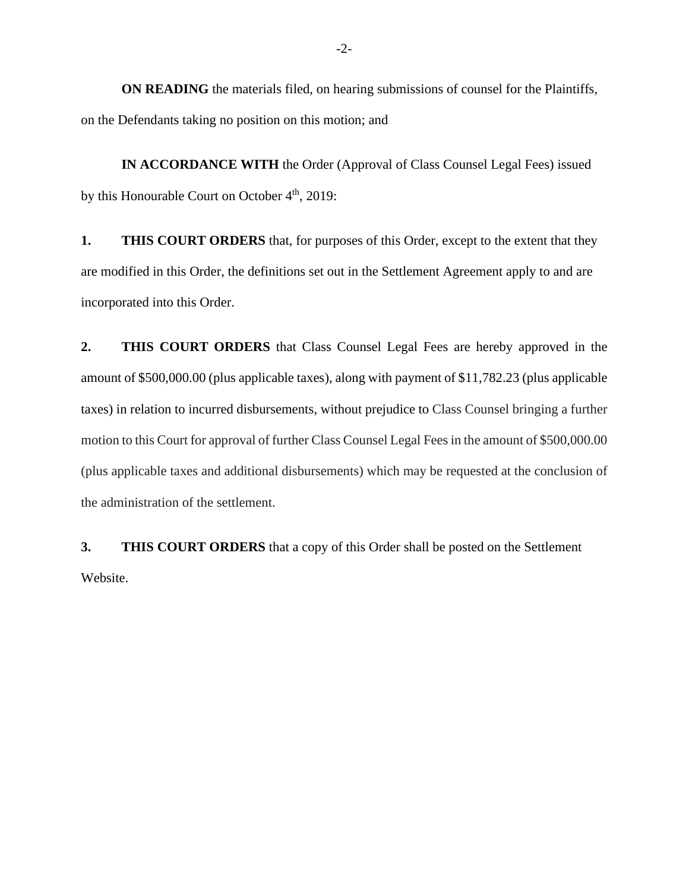**ON READING** the materials filed, on hearing submissions of counsel for the Plaintiffs, on the Defendants taking no position on this motion; and

**IN ACCORDANCE WITH** the Order (Approval of Class Counsel Legal Fees) issued by this Honourable Court on October 4th, 2019:

**1.** **THIS COURT ORDERS** that, for purposes of this Order, except to the extent that they are modified in this Order, the definitions set out in the Settlement Agreement apply to and are incorporated into this Order.

**2.** **THIS COURT ORDERS** that Class Counsel Legal Fees are hereby approved in the amount of $500,000.00 (plus applicable taxes), along with payment of $11,782.23 (plus applicable taxes) in relation to incurred disbursements, without prejudice to Class Counsel bringing a further motion to this Court for approval of further Class Counsel Legal Fees in the amount of $500,000.00 (plus applicable taxes and additional disbursements) which may be requested at the conclusion of the administration of the settlement.

**3.** **THIS COURT ORDERS** that a copy of this Order shall be posted on the Settlement Website.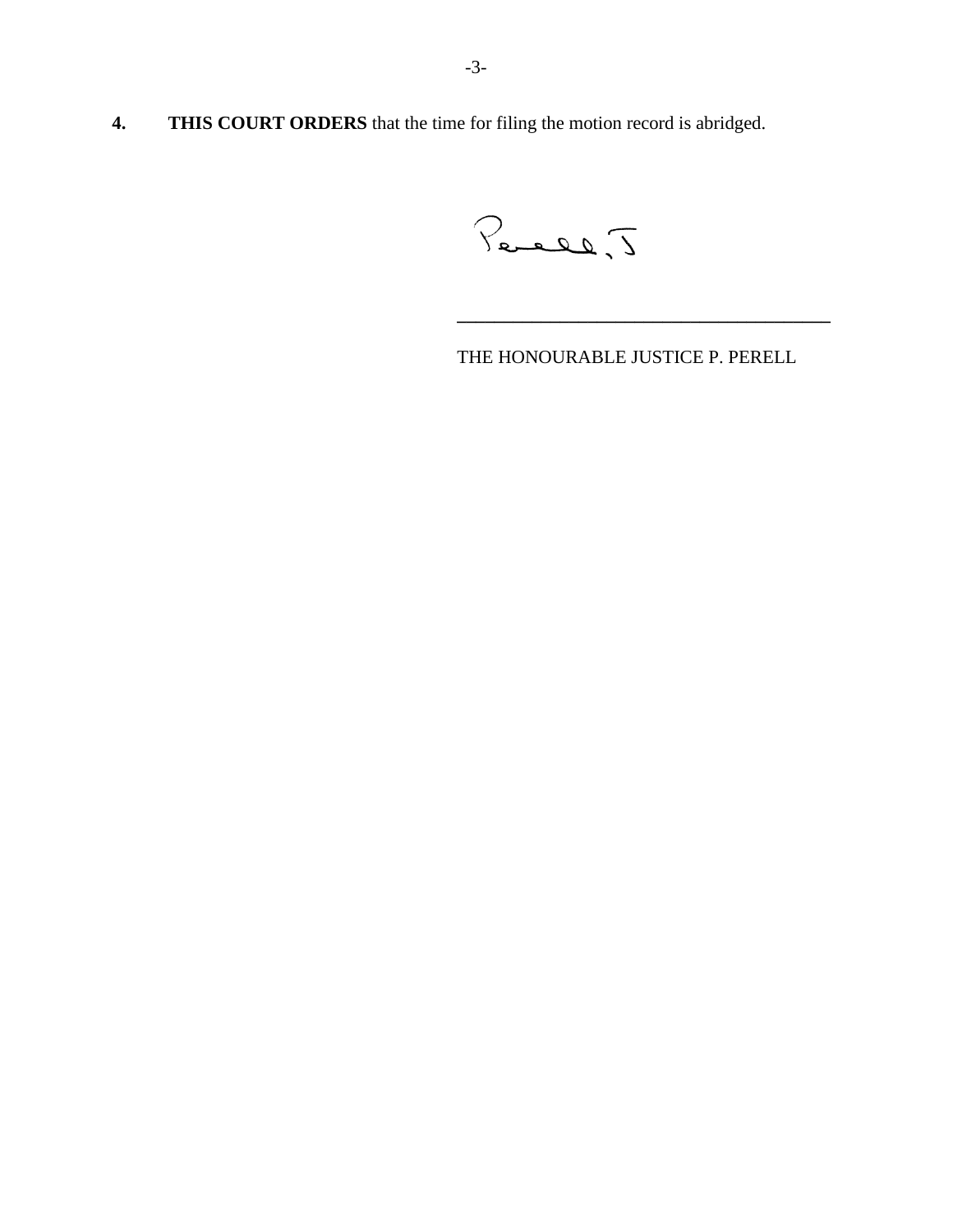**4.** **THIS COURT ORDERS** that the time for filing the motion record is abridged.

Perell, J

\_\_\_\_\_\_\_\_\_\_\_\_\_\_\_\_\_\_\_\_\_\_\_\_\_\_\_\_\_\_\_\_\_\_\_\_\_\_\_\_

THE HONOURABLE JUSTICE P. PERELL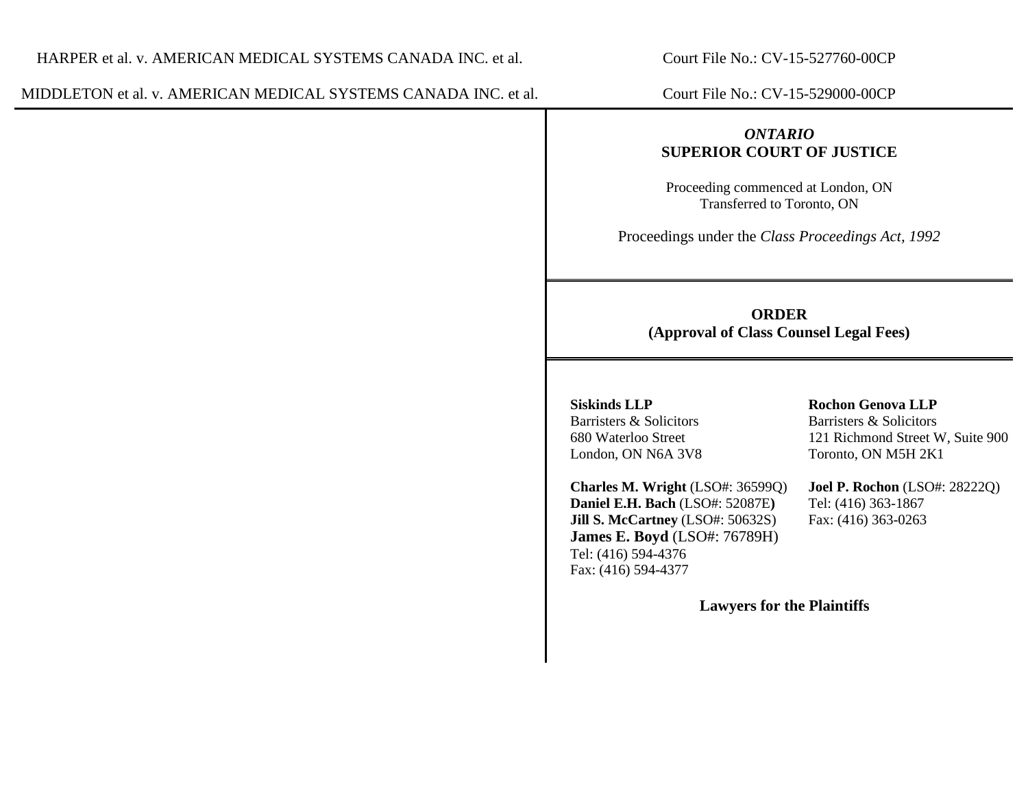HARPER et al. v. AMERICAN MEDICAL SYSTEMS CANADA INC. et al. Court File No.: CV-15-527760-00CP

MIDDLETON et al. v. AMERICAN MEDICAL SYSTEMS CANADA INC. et al. Court File No.: CV-15-529000-00CP

***ONTARIO***
**SUPERIOR COURT OF JUSTICE**

Proceeding commenced at London, ON
Transferred to Toronto, ON

Proceedings under the *Class Proceedings Act, 1992*

**ORDER**
**(Approval of Class Counsel Legal Fees)**

**Siskinds LLP**
Barristers & Solicitors
680 Waterloo Street
London, ON N6A 3V8

**Charles M. Wright** (LSO#: 36599Q)
**Daniel E.H. Bach** (LSO#: 52087E)
**Jill S. McCartney** (LSO#: 50632S)
**James E. Boyd** (LSO#: 76789H)
Tel: (416) 594-4376
Fax: (416) 594-4377

**Rochon Genova LLP**
Barristers & Solicitors
121 Richmond Street W, Suite 900
Toronto, ON M5H 2K1

**Joel P. Rochon** (LSO#: 28222Q)
Tel: (416) 363-1867
Fax: (416) 363-0263

**Lawyers for the Plaintiffs**